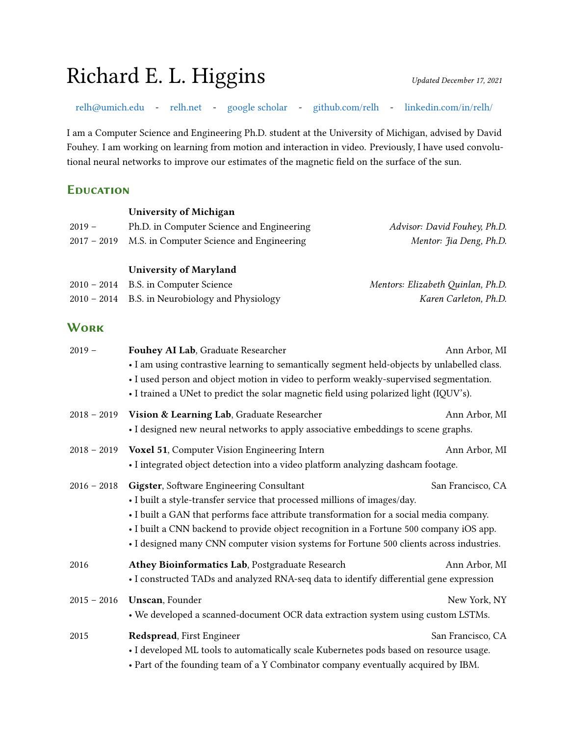# Richard E. L. Higgins

*Updated December 17, 2021*

relh@umich.edu - relh.net - google scholar - github.com/relh - linkedin.com/in/relh/

I am a Computer Science and Engineering Ph.D. student at the University of Michigan, advised by David Fouhey. I am working on learning from motion and interaction in video. Previously, I have used convolutional neural networks to improve our estimates of the magnetic field on the surface of the sun.

## Education

**University of Michigan**

| | | |
|---|---|---|
| 2019 – | Ph.D. in Computer Science and Engineering | *Advisor: David Fouhey, Ph.D.* |
| 2017 – 2019 | M.S. in Computer Science and Engineering | *Mentor: Jia Deng, Ph.D.* |

**University of Maryland**

| | | |
|---|---|---|
| 2010 – 2014 | B.S. in Computer Science | *Mentors: Elizabeth Quinlan, Ph.D.* |
| 2010 – 2014 | B.S. in Neurobiology and Physiology | *Karen Carleton, Ph.D.* |

## Work

2019 – **Fouhey AI Lab**, Graduate Researcher — Ann Arbor, MI
- I am using contrastive learning to semantically segment held-objects by unlabelled class.
- I used person and object motion in video to perform weakly-supervised segmentation.
- I trained a UNet to predict the solar magnetic field using polarized light (IQUV's).

2018 – 2019 **Vision & Learning Lab**, Graduate Researcher — Ann Arbor, MI
- I designed new neural networks to apply associative embeddings to scene graphs.

2018 – 2019 **Voxel 51**, Computer Vision Engineering Intern — Ann Arbor, MI
- I integrated object detection into a video platform analyzing dashcam footage.

2016 – 2018 **Gigster**, Software Engineering Consultant — San Francisco, CA
- I built a style-transfer service that processed millions of images/day.
- I built a GAN that performs face attribute transformation for a social media company.
- I built a CNN backend to provide object recognition in a Fortune 500 company iOS app.
- I designed many CNN computer vision systems for Fortune 500 clients across industries.

2016 **Athey Bioinformatics Lab**, Postgraduate Research — Ann Arbor, MI
- I constructed TADs and analyzed RNA-seq data to identify differential gene expression

2015 – 2016 **Unscan**, Founder — New York, NY
- We developed a scanned-document OCR data extraction system using custom LSTMs.

2015 **Redspread**, First Engineer — San Francisco, CA
- I developed ML tools to automatically scale Kubernetes pods based on resource usage.
- Part of the founding team of a Y Combinator company eventually acquired by IBM.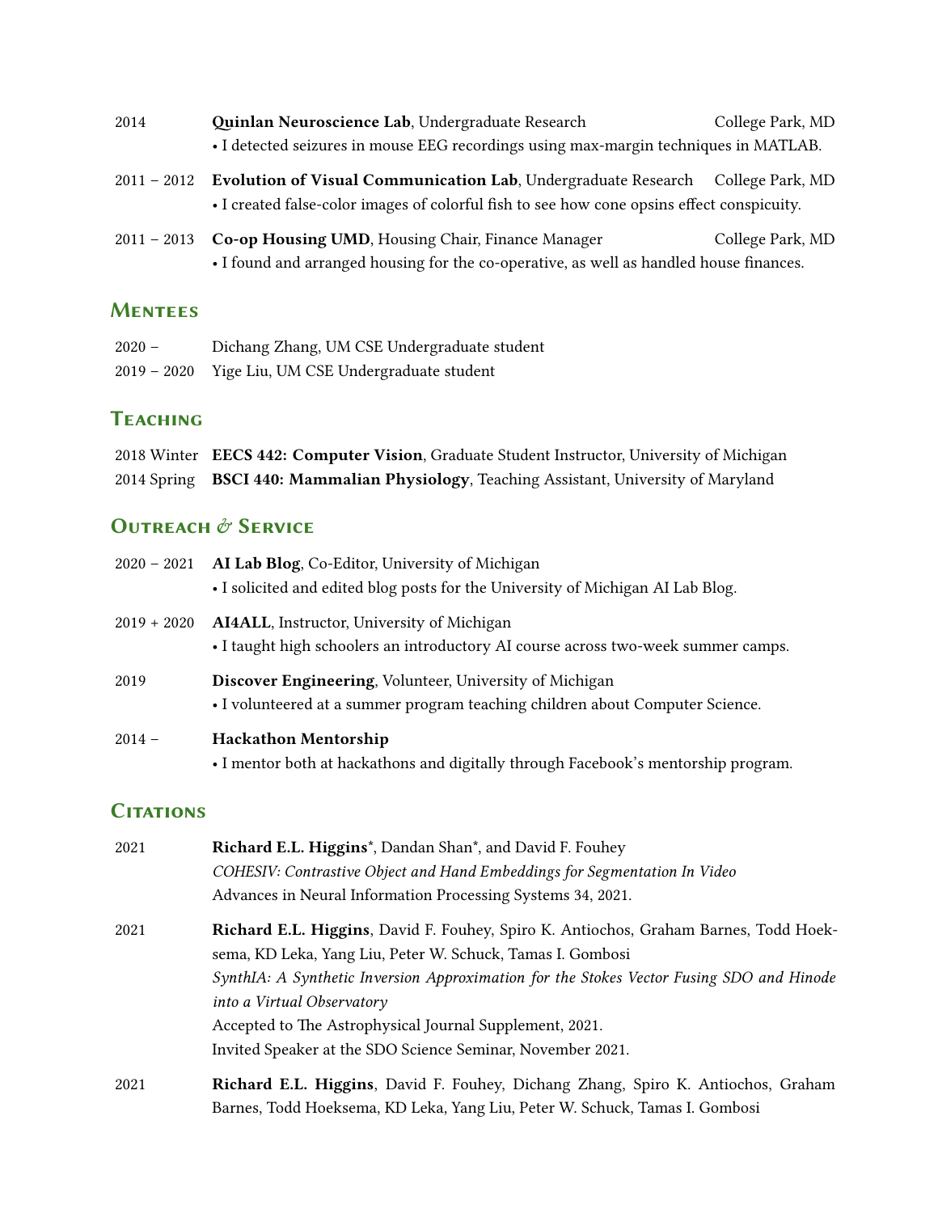2014 **Quinlan Neuroscience Lab**, Undergraduate Research — College Park, MD

- I detected seizures in mouse EEG recordings using max-margin techniques in MATLAB.

2011 – 2012 **Evolution of Visual Communication Lab**, Undergraduate Research — College Park, MD

- I created false-color images of colorful fish to see how cone opsins effect conspicuity.

2011 – 2013 **Co-op Housing UMD**, Housing Chair, Finance Manager — College Park, MD

- I found and arranged housing for the co-operative, as well as handled house finances.

## Mentees

2020 – Dichang Zhang, UM CSE Undergraduate student

2019 – 2020 Yige Liu, UM CSE Undergraduate student

## Teaching

2018 Winter **EECS 442: Computer Vision**, Graduate Student Instructor, University of Michigan

2014 Spring **BSCI 440: Mammalian Physiology**, Teaching Assistant, University of Maryland

## Outreach & Service

2020 – 2021 **AI Lab Blog**, Co-Editor, University of Michigan

- I solicited and edited blog posts for the University of Michigan AI Lab Blog.

2019 + 2020 **AI4ALL**, Instructor, University of Michigan

- I taught high schoolers an introductory AI course across two-week summer camps.

2019 **Discover Engineering**, Volunteer, University of Michigan

- I volunteered at a summer program teaching children about Computer Science.

2014 – **Hackathon Mentorship**

- I mentor both at hackathons and digitally through Facebook's mentorship program.

## Citations

2021 **Richard E.L. Higgins***, Dandan Shan*, and David F. Fouhey
*COHESIV: Contrastive Object and Hand Embeddings for Segmentation In Video*
Advances in Neural Information Processing Systems 34, 2021.

2021 **Richard E.L. Higgins**, David F. Fouhey, Spiro K. Antiochos, Graham Barnes, Todd Hoeksema, KD Leka, Yang Liu, Peter W. Schuck, Tamas I. Gombosi
*SynthIA: A Synthetic Inversion Approximation for the Stokes Vector Fusing SDO and Hinode into a Virtual Observatory*
Accepted to The Astrophysical Journal Supplement, 2021.
Invited Speaker at the SDO Science Seminar, November 2021.

2021 **Richard E.L. Higgins**, David F. Fouhey, Dichang Zhang, Spiro K. Antiochos, Graham Barnes, Todd Hoeksema, KD Leka, Yang Liu, Peter W. Schuck, Tamas I. Gombosi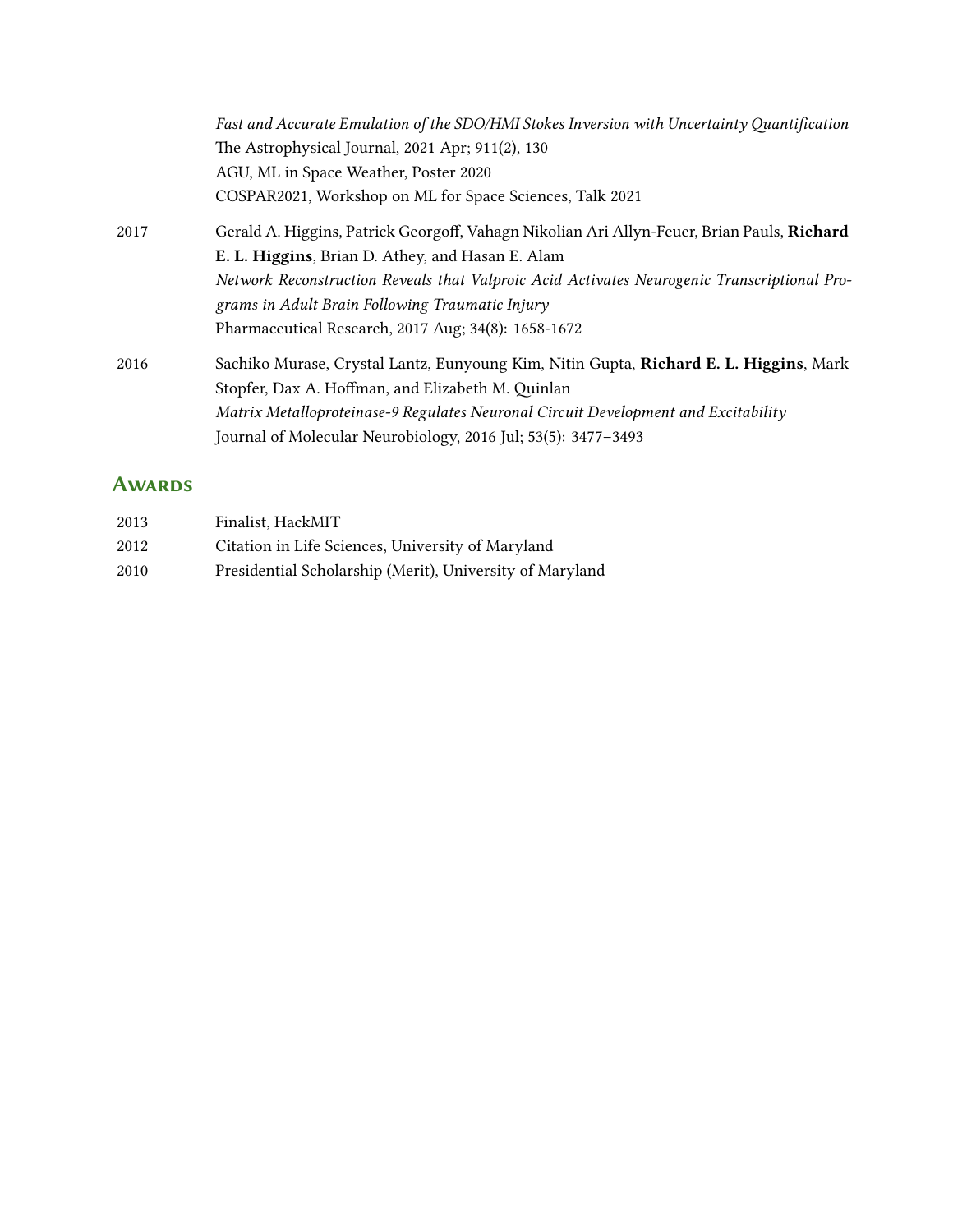*Fast and Accurate Emulation of the SDO/HMI Stokes Inversion with Uncertainty Quantification*
The Astrophysical Journal, 2021 Apr; 911(2), 130
AGU, ML in Space Weather, Poster 2020
COSPAR2021, Workshop on ML for Space Sciences, Talk 2021

2017 Gerald A. Higgins, Patrick Georgoff, Vahagn Nikolian Ari Allyn-Feuer, Brian Pauls, **Richard E. L. Higgins**, Brian D. Athey, and Hasan E. Alam
*Network Reconstruction Reveals that Valproic Acid Activates Neurogenic Transcriptional Programs in Adult Brain Following Traumatic Injury*
Pharmaceutical Research, 2017 Aug; 34(8): 1658-1672

2016 Sachiko Murase, Crystal Lantz, Eunyoung Kim, Nitin Gupta, **Richard E. L. Higgins**, Mark Stopfer, Dax A. Hoffman, and Elizabeth M. Quinlan
*Matrix Metalloproteinase-9 Regulates Neuronal Circuit Development and Excitability*
Journal of Molecular Neurobiology, 2016 Jul; 53(5): 3477–3493

## Awards

2013 Finalist, HackMIT
2012 Citation in Life Sciences, University of Maryland
2010 Presidential Scholarship (Merit), University of Maryland